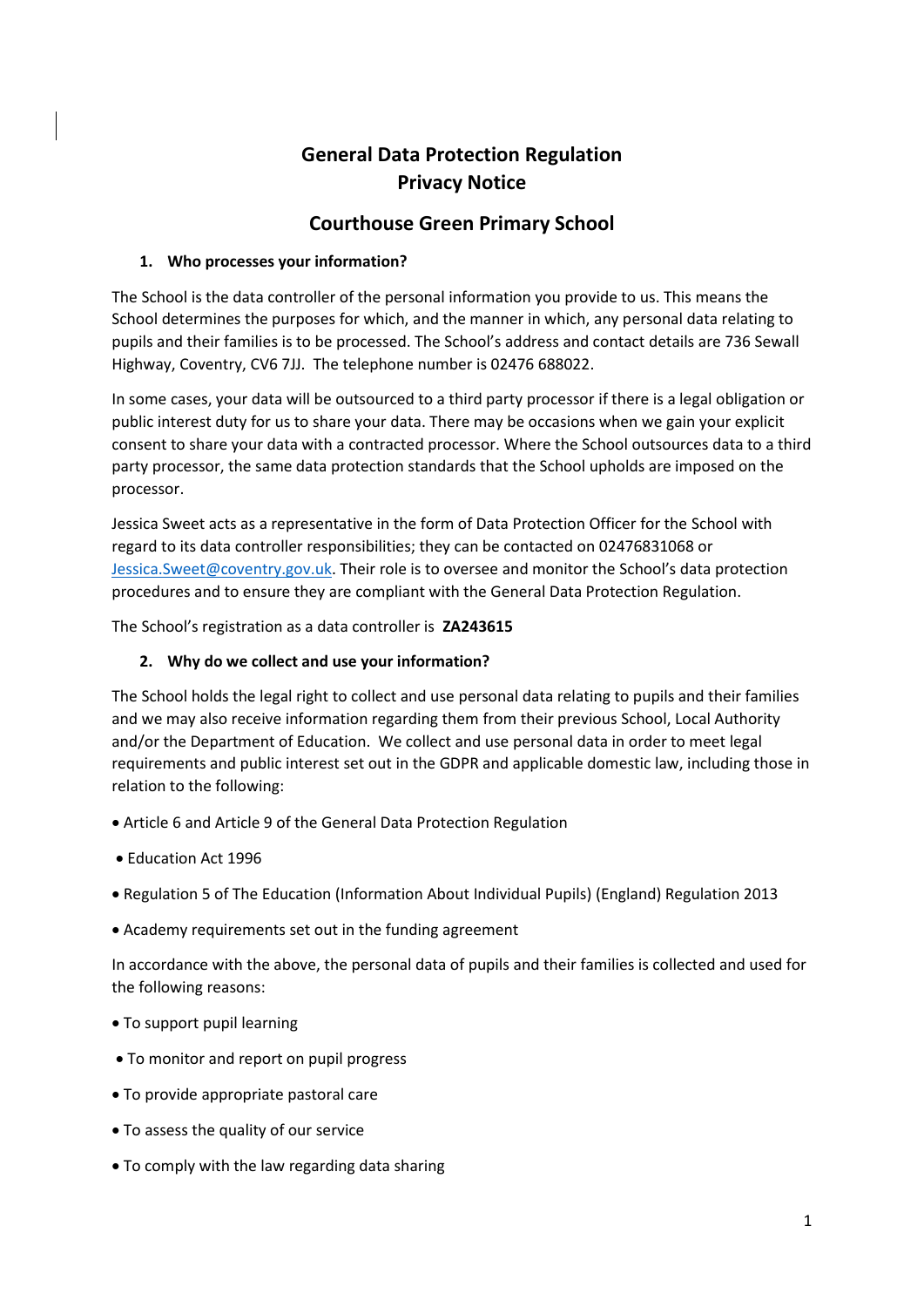# General Data Protection Regulation
# Privacy Notice

## Courthouse Green Primary School

### 1. Who processes your information?

The School is the data controller of the personal information you provide to us. This means the School determines the purposes for which, and the manner in which, any personal data relating to pupils and their families is to be processed. The School's address and contact details are 736 Sewall Highway, Coventry, CV6 7JJ. The telephone number is 02476 688022.

In some cases, your data will be outsourced to a third party processor if there is a legal obligation or public interest duty for us to share your data. There may be occasions when we gain your explicit consent to share your data with a contracted processor. Where the School outsources data to a third party processor, the same data protection standards that the School upholds are imposed on the processor.

Jessica Sweet acts as a representative in the form of Data Protection Officer for the School with regard to its data controller responsibilities; they can be contacted on 02476831068 or Jessica.Sweet@coventry.gov.uk. Their role is to oversee and monitor the School's data protection procedures and to ensure they are compliant with the General Data Protection Regulation.

The School's registration as a data controller is **ZA243615**

### 2. Why do we collect and use your information?

The School holds the legal right to collect and use personal data relating to pupils and their families and we may also receive information regarding them from their previous School, Local Authority and/or the Department of Education. We collect and use personal data in order to meet legal requirements and public interest set out in the GDPR and applicable domestic law, including those in relation to the following:

- Article 6 and Article 9 of the General Data Protection Regulation
- Education Act 1996
- Regulation 5 of The Education (Information About Individual Pupils) (England) Regulation 2013
- Academy requirements set out in the funding agreement

In accordance with the above, the personal data of pupils and their families is collected and used for the following reasons:

- To support pupil learning
- To monitor and report on pupil progress
- To provide appropriate pastoral care
- To assess the quality of our service
- To comply with the law regarding data sharing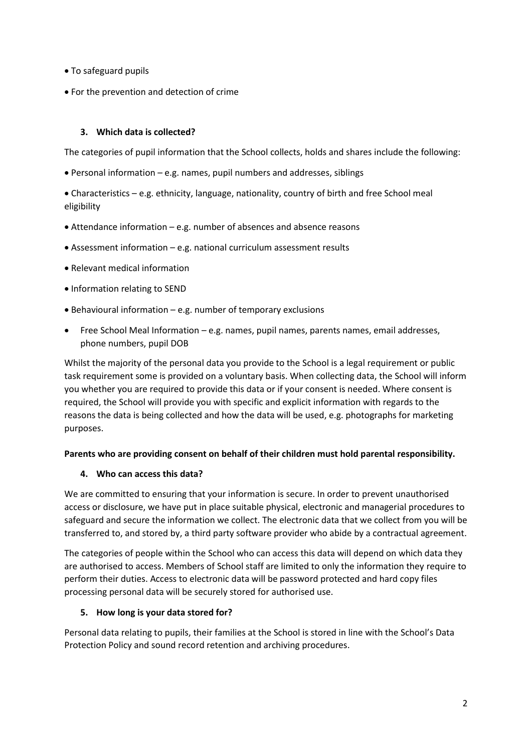- To safeguard pupils
- For the prevention and detection of crime

### 3. Which data is collected?

The categories of pupil information that the School collects, holds and shares include the following:

- Personal information – e.g. names, pupil numbers and addresses, siblings
- Characteristics – e.g. ethnicity, language, nationality, country of birth and free School meal eligibility
- Attendance information – e.g. number of absences and absence reasons
- Assessment information – e.g. national curriculum assessment results
- Relevant medical information
- Information relating to SEND
- Behavioural information – e.g. number of temporary exclusions
- Free School Meal Information – e.g. names, pupil names, parents names, email addresses, phone numbers, pupil DOB

Whilst the majority of the personal data you provide to the School is a legal requirement or public task requirement some is provided on a voluntary basis. When collecting data, the School will inform you whether you are required to provide this data or if your consent is needed. Where consent is required, the School will provide you with specific and explicit information with regards to the reasons the data is being collected and how the data will be used, e.g. photographs for marketing purposes.

**Parents who are providing consent on behalf of their children must hold parental responsibility.**

### 4. Who can access this data?

We are committed to ensuring that your information is secure. In order to prevent unauthorised access or disclosure, we have put in place suitable physical, electronic and managerial procedures to safeguard and secure the information we collect. The electronic data that we collect from you will be transferred to, and stored by, a third party software provider who abide by a contractual agreement.

The categories of people within the School who can access this data will depend on which data they are authorised to access. Members of School staff are limited to only the information they require to perform their duties. Access to electronic data will be password protected and hard copy files processing personal data will be securely stored for authorised use.

### 5. How long is your data stored for?

Personal data relating to pupils, their families at the School is stored in line with the School's Data Protection Policy and sound record retention and archiving procedures.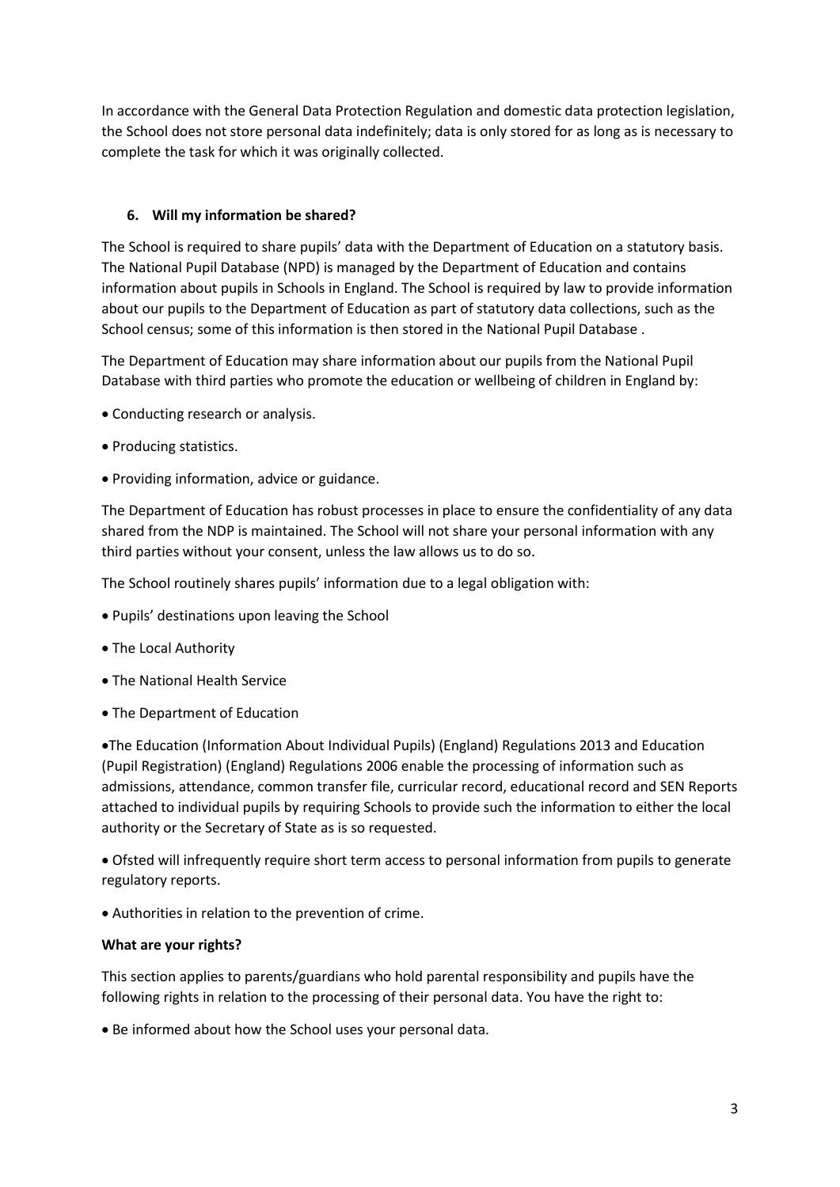In accordance with the General Data Protection Regulation and domestic data protection legislation, the School does not store personal data indefinitely; data is only stored for as long as is necessary to complete the task for which it was originally collected.

## 6. Will my information be shared?

The School is required to share pupils' data with the Department of Education on a statutory basis. The National Pupil Database (NPD) is managed by the Department of Education and contains information about pupils in Schools in England. The School is required by law to provide information about our pupils to the Department of Education as part of statutory data collections, such as the School census; some of this information is then stored in the National Pupil Database .

The Department of Education may share information about our pupils from the National Pupil Database with third parties who promote the education or wellbeing of children in England by:

- Conducting research or analysis.
- Producing statistics.
- Providing information, advice or guidance.

The Department of Education has robust processes in place to ensure the confidentiality of any data shared from the NDP is maintained. The School will not share your personal information with any third parties without your consent, unless the law allows us to do so.

The School routinely shares pupils' information due to a legal obligation with:

- Pupils' destinations upon leaving the School
- The Local Authority
- The National Health Service
- The Department of Education
- The Education (Information About Individual Pupils) (England) Regulations 2013 and Education (Pupil Registration) (England) Regulations 2006 enable the processing of information such as admissions, attendance, common transfer file, curricular record, educational record and SEN Reports attached to individual pupils by requiring Schools to provide such the information to either the local authority or the Secretary of State as is so requested.
- Ofsted will infrequently require short term access to personal information from pupils to generate regulatory reports.
- Authorities in relation to the prevention of crime.

**What are your rights?**

This section applies to parents/guardians who hold parental responsibility and pupils have the following rights in relation to the processing of their personal data. You have the right to:

- Be informed about how the School uses your personal data.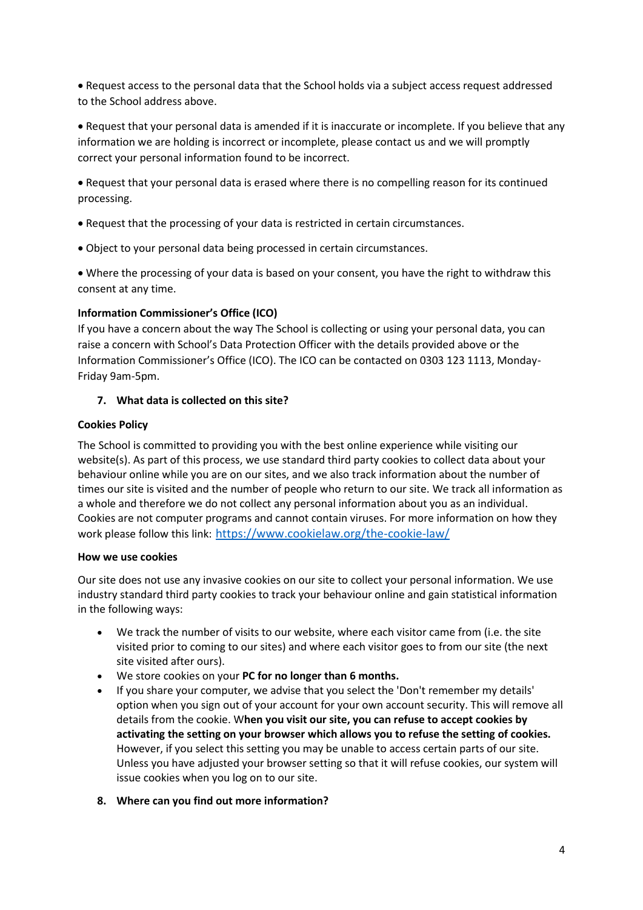- Request access to the personal data that the School holds via a subject access request addressed to the School address above.
- Request that your personal data is amended if it is inaccurate or incomplete. If you believe that any information we are holding is incorrect or incomplete, please contact us and we will promptly correct your personal information found to be incorrect.
- Request that your personal data is erased where there is no compelling reason for its continued processing.
- Request that the processing of your data is restricted in certain circumstances.
- Object to your personal data being processed in certain circumstances.
- Where the processing of your data is based on your consent, you have the right to withdraw this consent at any time.

**Information Commissioner's Office (ICO)**

If you have a concern about the way The School is collecting or using your personal data, you can raise a concern with School's Data Protection Officer with the details provided above or the Information Commissioner's Office (ICO). The ICO can be contacted on 0303 123 1113, Monday-Friday 9am-5pm.

## 7. What data is collected on this site?

**Cookies Policy**

The School is committed to providing you with the best online experience while visiting our website(s). As part of this process, we use standard third party cookies to collect data about your behaviour online while you are on our sites, and we also track information about the number of times our site is visited and the number of people who return to our site. We track all information as a whole and therefore we do not collect any personal information about you as an individual. Cookies are not computer programs and cannot contain viruses. For more information on how they work please follow this link: [https://www.cookielaw.org/the-cookie-law/](https://www.cookielaw.org/the-cookie-law/)

**How we use cookies**

Our site does not use any invasive cookies on our site to collect your personal information. We use industry standard third party cookies to track your behaviour online and gain statistical information in the following ways:

- We track the number of visits to our website, where each visitor came from (i.e. the site visited prior to coming to our sites) and where each visitor goes to from our site (the next site visited after ours).
- We store cookies on your **PC for no longer than 6 months.**
- If you share your computer, we advise that you select the 'Don't remember my details' option when you sign out of your account for your own account security. This will remove all details from the cookie. W**hen you visit our site, you can refuse to accept cookies by activating the setting on your browser which allows you to refuse the setting of cookies.** However, if you select this setting you may be unable to access certain parts of our site. Unless you have adjusted your browser setting so that it will refuse cookies, our system will issue cookies when you log on to our site.

## 8. Where can you find out more information?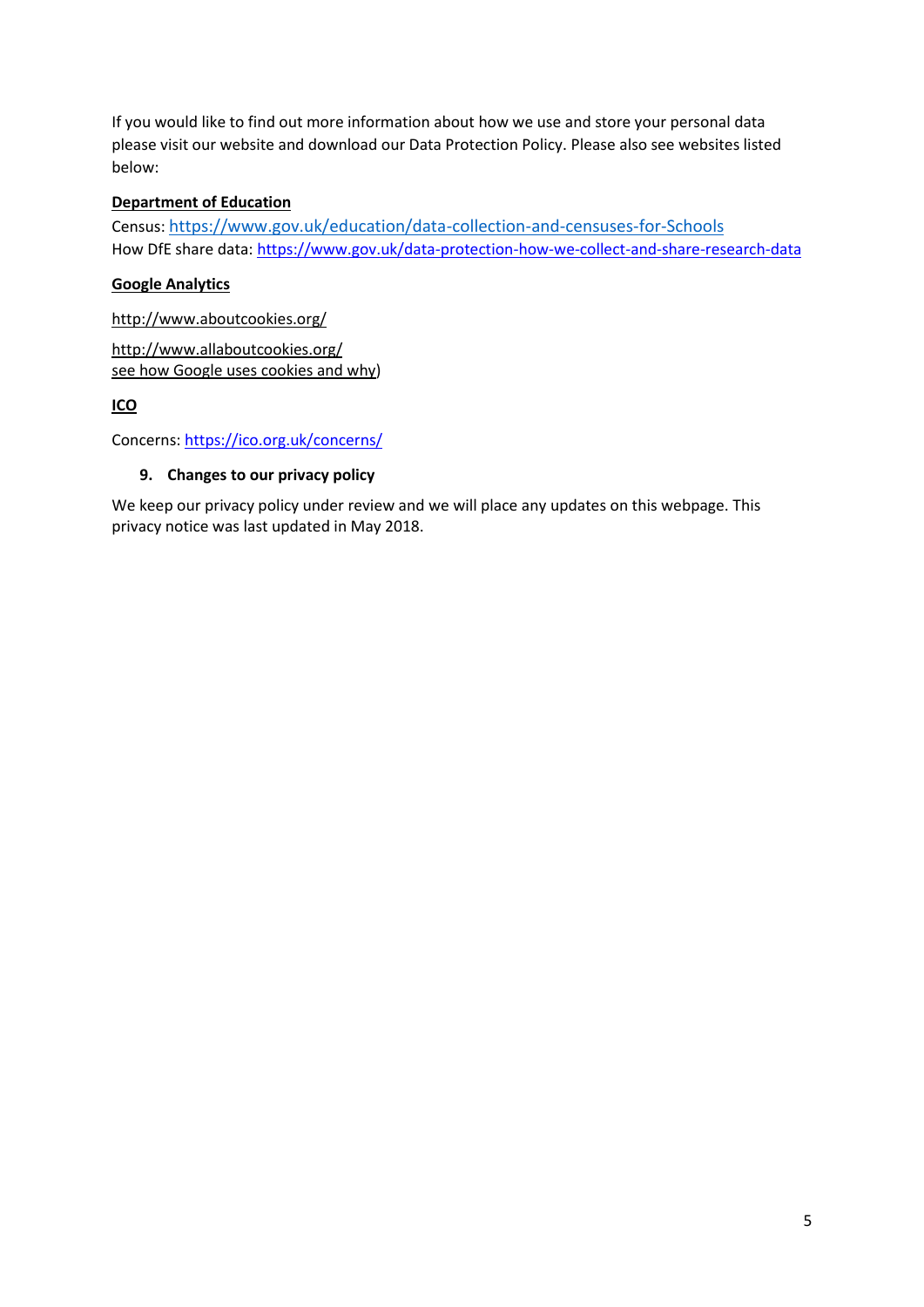If you would like to find out more information about how we use and store your personal data please visit our website and download our Data Protection Policy. Please also see websites listed below:

**Department of Education**

Census: https://www.gov.uk/education/data-collection-and-censuses-for-Schools
How DfE share data: https://www.gov.uk/data-protection-how-we-collect-and-share-research-data

**Google Analytics**

http://www.aboutcookies.org/

http://www.allaboutcookies.org/
see how Google uses cookies and why)

**ICO**

Concerns: https://ico.org.uk/concerns/

## 9. Changes to our privacy policy

We keep our privacy policy under review and we will place any updates on this webpage. This privacy notice was last updated in May 2018.